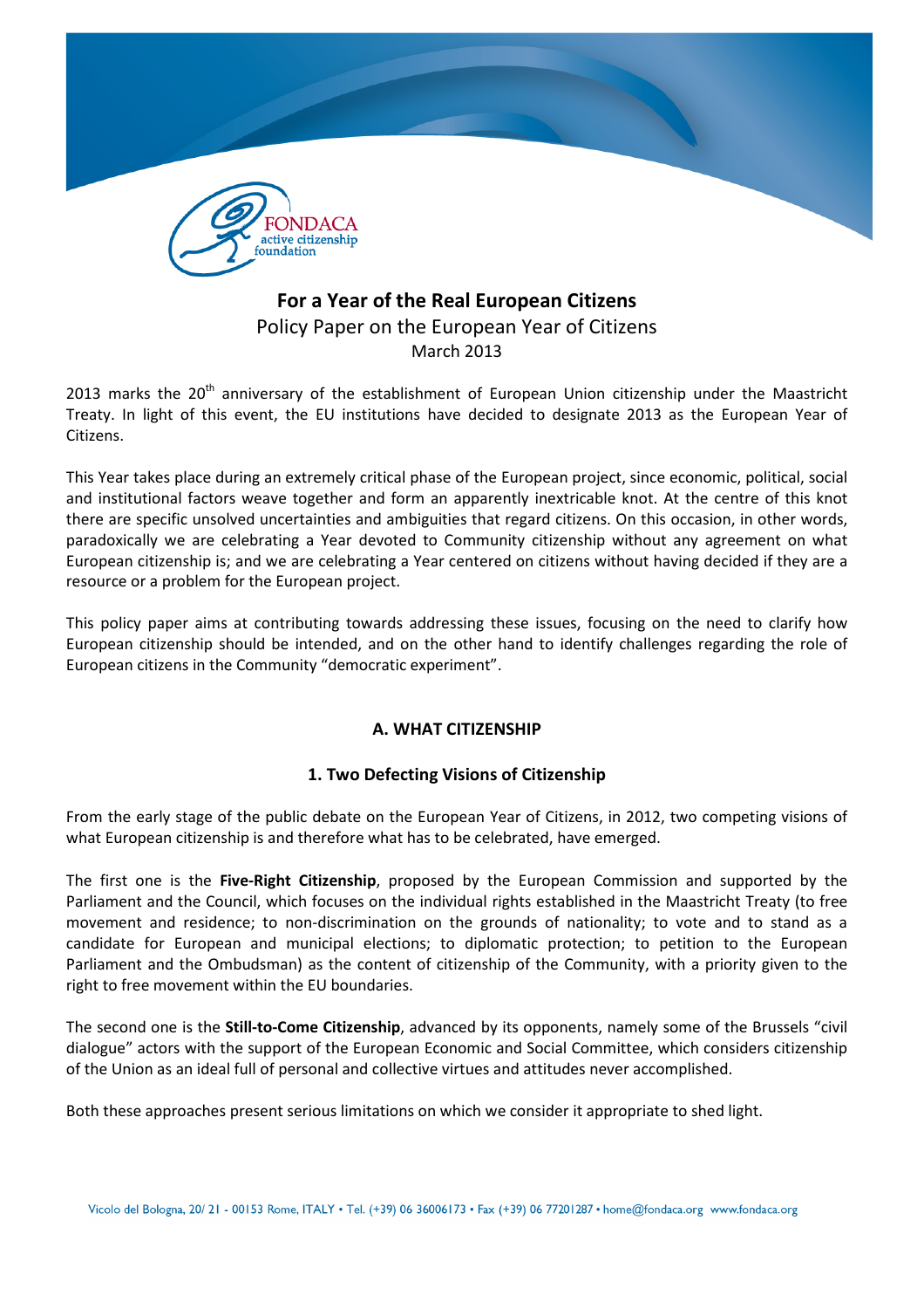FONDACA active citizenship foundation

# For a Year of the Real European Citizens

Policy Paper on the European Year of Citizens

March 2013

2013 marks the 20th anniversary of the establishment of European Union citizenship under the Maastricht Treaty. In light of this event, the EU institutions have decided to designate 2013 as the European Year of Citizens.

This Year takes place during an extremely critical phase of the European project, since economic, political, social and institutional factors weave together and form an apparently inextricable knot. At the centre of this knot there are specific unsolved uncertainties and ambiguities that regard citizens. On this occasion, in other words, paradoxically we are celebrating a Year devoted to Community citizenship without any agreement on what European citizenship is; and we are celebrating a Year centered on citizens without having decided if they are a resource or a problem for the European project.

This policy paper aims at contributing towards addressing these issues, focusing on the need to clarify how European citizenship should be intended, and on the other hand to identify challenges regarding the role of European citizens in the Community "democratic experiment".

## A. WHAT CITIZENSHIP

### 1. Two Defecting Visions of Citizenship

From the early stage of the public debate on the European Year of Citizens, in 2012, two competing visions of what European citizenship is and therefore what has to be celebrated, have emerged.

The first one is the **Five-Right Citizenship**, proposed by the European Commission and supported by the Parliament and the Council, which focuses on the individual rights established in the Maastricht Treaty (to free movement and residence; to non-discrimination on the grounds of nationality; to vote and to stand as a candidate for European and municipal elections; to diplomatic protection; to petition to the European Parliament and the Ombudsman) as the content of citizenship of the Community, with a priority given to the right to free movement within the EU boundaries.

The second one is the **Still-to-Come Citizenship**, advanced by its opponents, namely some of the Brussels "civil dialogue" actors with the support of the European Economic and Social Committee, which considers citizenship of the Union as an ideal full of personal and collective virtues and attitudes never accomplished.

Both these approaches present serious limitations on which we consider it appropriate to shed light.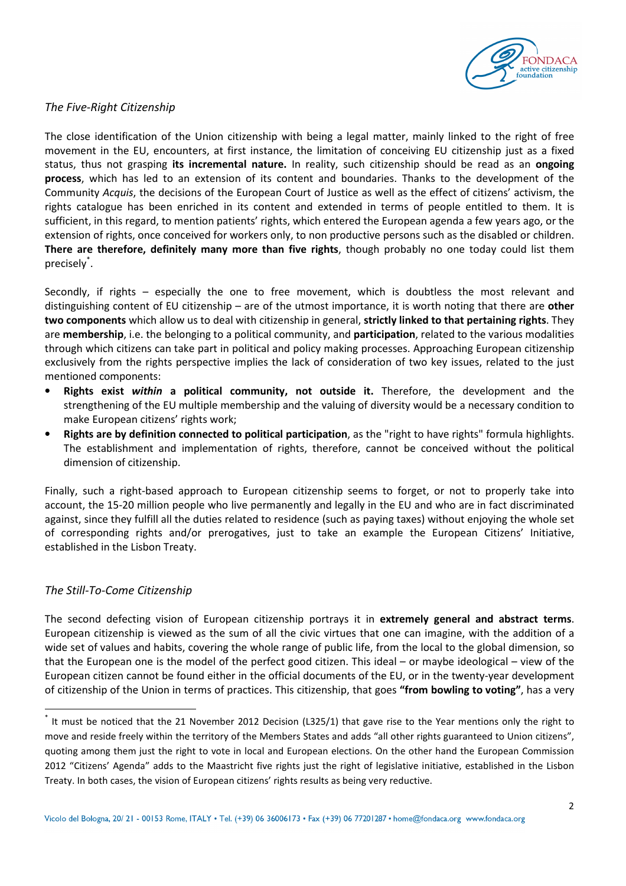*The Five-Right Citizenship*

The close identification of the Union citizenship with being a legal matter, mainly linked to the right of free movement in the EU, encounters, at first instance, the limitation of conceiving EU citizenship just as a fixed status, thus not grasping **its incremental nature.** In reality, such citizenship should be read as an **ongoing process**, which has led to an extension of its content and boundaries. Thanks to the development of the Community *Acquis*, the decisions of the European Court of Justice as well as the effect of citizens' activism, the rights catalogue has been enriched in its content and extended in terms of people entitled to them. It is sufficient, in this regard, to mention patients' rights, which entered the European agenda a few years ago, or the extension of rights, once conceived for workers only, to non productive persons such as the disabled or children. **There are therefore, definitely many more than five rights**, though probably no one today could list them precisely*.

Secondly, if rights – especially the one to free movement, which is doubtless the most relevant and distinguishing content of EU citizenship – are of the utmost importance, it is worth noting that there are **other two components** which allow us to deal with citizenship in general, **strictly linked to that pertaining rights**. They are **membership**, i.e. the belonging to a political community, and **participation**, related to the various modalities through which citizens can take part in political and policy making processes. Approaching European citizenship exclusively from the rights perspective implies the lack of consideration of two key issues, related to the just mentioned components:

- **Rights exist *within* a political community, not outside it.** Therefore, the development and the strengthening of the EU multiple membership and the valuing of diversity would be a necessary condition to make European citizens' rights work;
- **Rights are by definition connected to political participation**, as the "right to have rights" formula highlights. The establishment and implementation of rights, therefore, cannot be conceived without the political dimension of citizenship.

Finally, such a right-based approach to European citizenship seems to forget, or not to properly take into account, the 15-20 million people who live permanently and legally in the EU and who are in fact discriminated against, since they fulfill all the duties related to residence (such as paying taxes) without enjoying the whole set of corresponding rights and/or prerogatives, just to take an example the European Citizens' Initiative, established in the Lisbon Treaty.

*The Still-To-Come Citizenship*

The second defecting vision of European citizenship portrays it in **extremely general and abstract terms**. European citizenship is viewed as the sum of all the civic virtues that one can imagine, with the addition of a wide set of values and habits, covering the whole range of public life, from the local to the global dimension, so that the European one is the model of the perfect good citizen. This ideal – or maybe ideological – view of the European citizen cannot be found either in the official documents of the EU, or in the twenty-year development of citizenship of the Union in terms of practices. This citizenship, that goes **"from bowling to voting"**, has a very

* It must be noticed that the 21 November 2012 Decision (L325/1) that gave rise to the Year mentions only the right to move and reside freely within the territory of the Members States and adds "all other rights guaranteed to Union citizens", quoting among them just the right to vote in local and European elections. On the other hand the European Commission 2012 "Citizens' Agenda" adds to the Maastricht five rights just the right of legislative initiative, established in the Lisbon Treaty. In both cases, the vision of European citizens' rights results as being very reductive.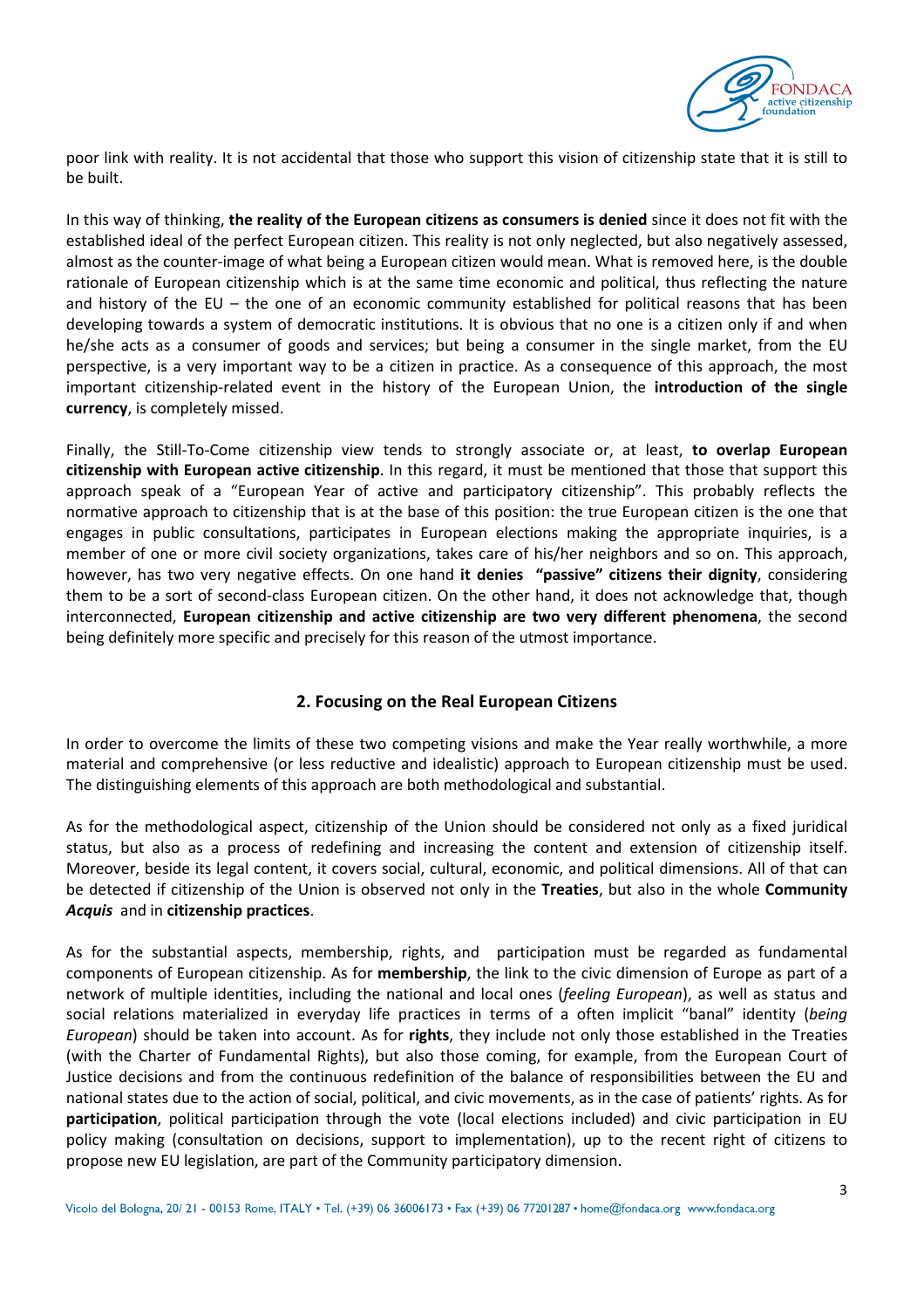poor link with reality. It is not accidental that those who support this vision of citizenship state that it is still to be built.

In this way of thinking, **the reality of the European citizens as consumers is denied** since it does not fit with the established ideal of the perfect European citizen. This reality is not only neglected, but also negatively assessed, almost as the counter-image of what being a European citizen would mean. What is removed here, is the double rationale of European citizenship which is at the same time economic and political, thus reflecting the nature and history of the EU – the one of an economic community established for political reasons that has been developing towards a system of democratic institutions. It is obvious that no one is a citizen only if and when he/she acts as a consumer of goods and services; but being a consumer in the single market, from the EU perspective, is a very important way to be a citizen in practice. As a consequence of this approach, the most important citizenship-related event in the history of the European Union, the **introduction of the single currency**, is completely missed.

Finally, the Still-To-Come citizenship view tends to strongly associate or, at least, **to overlap European citizenship with European active citizenship**. In this regard, it must be mentioned that those that support this approach speak of a "European Year of active and participatory citizenship". This probably reflects the normative approach to citizenship that is at the base of this position: the true European citizen is the one that engages in public consultations, participates in European elections making the appropriate inquiries, is a member of one or more civil society organizations, takes care of his/her neighbors and so on. This approach, however, has two very negative effects. On one hand **it denies "passive" citizens their dignity**, considering them to be a sort of second-class European citizen. On the other hand, it does not acknowledge that, though interconnected, **European citizenship and active citizenship are two very different phenomena**, the second being definitely more specific and precisely for this reason of the utmost importance.

## 2. Focusing on the Real European Citizens

In order to overcome the limits of these two competing visions and make the Year really worthwhile, a more material and comprehensive (or less reductive and idealistic) approach to European citizenship must be used. The distinguishing elements of this approach are both methodological and substantial.

As for the methodological aspect, citizenship of the Union should be considered not only as a fixed juridical status, but also as a process of redefining and increasing the content and extension of citizenship itself. Moreover, beside its legal content, it covers social, cultural, economic, and political dimensions. All of that can be detected if citizenship of the Union is observed not only in the **Treaties**, but also in the whole **Community *Acquis*** and in **citizenship practices**.

As for the substantial aspects, membership, rights, and participation must be regarded as fundamental components of European citizenship. As for **membership**, the link to the civic dimension of Europe as part of a network of multiple identities, including the national and local ones (*feeling European*), as well as status and social relations materialized in everyday life practices in terms of a often implicit "banal" identity (*being European*) should be taken into account. As for **rights**, they include not only those established in the Treaties (with the Charter of Fundamental Rights), but also those coming, for example, from the European Court of Justice decisions and from the continuous redefinition of the balance of responsibilities between the EU and national states due to the action of social, political, and civic movements, as in the case of patients' rights. As for **participation**, political participation through the vote (local elections included) and civic participation in EU policy making (consultation on decisions, support to implementation), up to the recent right of citizens to propose new EU legislation, are part of the Community participatory dimension.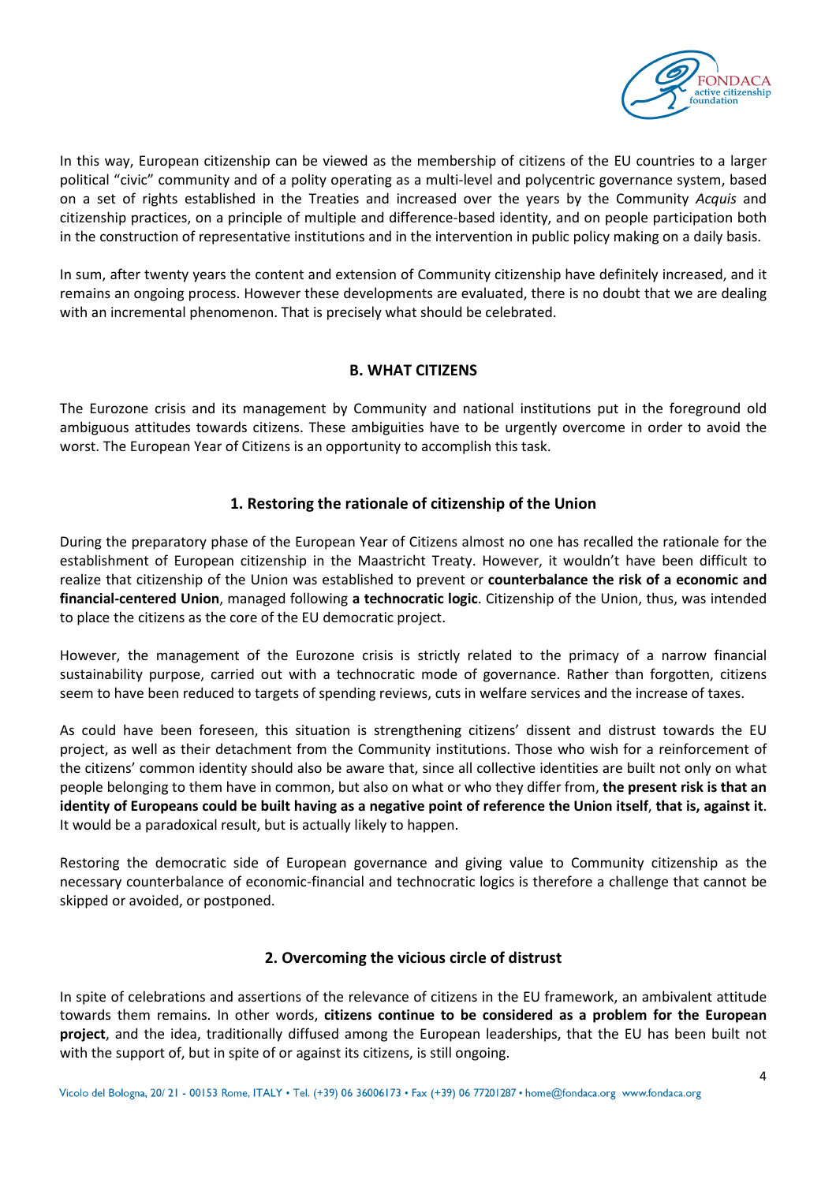In this way, European citizenship can be viewed as the membership of citizens of the EU countries to a larger political "civic" community and of a polity operating as a multi-level and polycentric governance system, based on a set of rights established in the Treaties and increased over the years by the Community *Acquis* and citizenship practices, on a principle of multiple and difference-based identity, and on people participation both in the construction of representative institutions and in the intervention in public policy making on a daily basis.

In sum, after twenty years the content and extension of Community citizenship have definitely increased, and it remains an ongoing process. However these developments are evaluated, there is no doubt that we are dealing with an incremental phenomenon. That is precisely what should be celebrated.

## B. WHAT CITIZENS

The Eurozone crisis and its management by Community and national institutions put in the foreground old ambiguous attitudes towards citizens. These ambiguities have to be urgently overcome in order to avoid the worst. The European Year of Citizens is an opportunity to accomplish this task.

### 1. Restoring the rationale of citizenship of the Union

During the preparatory phase of the European Year of Citizens almost no one has recalled the rationale for the establishment of European citizenship in the Maastricht Treaty. However, it wouldn't have been difficult to realize that citizenship of the Union was established to prevent or **counterbalance the risk of a economic and financial-centered Union**, managed following **a technocratic logic**. Citizenship of the Union, thus, was intended to place the citizens as the core of the EU democratic project.

However, the management of the Eurozone crisis is strictly related to the primacy of a narrow financial sustainability purpose, carried out with a technocratic mode of governance. Rather than forgotten, citizens seem to have been reduced to targets of spending reviews, cuts in welfare services and the increase of taxes.

As could have been foreseen, this situation is strengthening citizens' dissent and distrust towards the EU project, as well as their detachment from the Community institutions. Those who wish for a reinforcement of the citizens' common identity should also be aware that, since all collective identities are built not only on what people belonging to them have in common, but also on what or who they differ from, **the present risk is that an identity of Europeans could be built having as a negative point of reference the Union itself**, **that is, against it**. It would be a paradoxical result, but is actually likely to happen.

Restoring the democratic side of European governance and giving value to Community citizenship as the necessary counterbalance of economic-financial and technocratic logics is therefore a challenge that cannot be skipped or avoided, or postponed.

### 2. Overcoming the vicious circle of distrust

In spite of celebrations and assertions of the relevance of citizens in the EU framework, an ambivalent attitude towards them remains. In other words, **citizens continue to be considered as a problem for the European project**, and the idea, traditionally diffused among the European leaderships, that the EU has been built not with the support of, but in spite of or against its citizens, is still ongoing.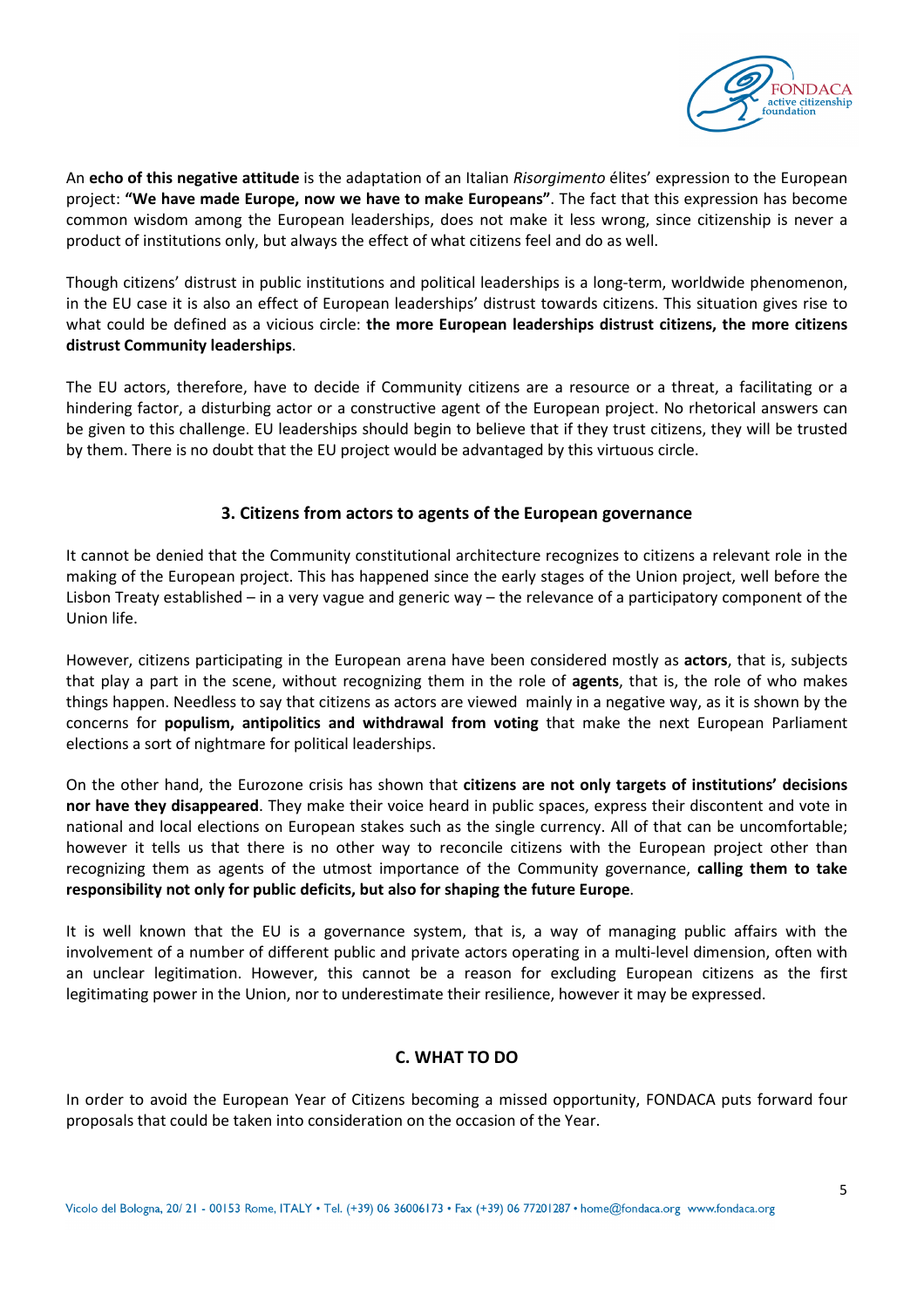An **echo of this negative attitude** is the adaptation of an Italian *Risorgimento* élites' expression to the European project: **"We have made Europe, now we have to make Europeans"**. The fact that this expression has become common wisdom among the European leaderships, does not make it less wrong, since citizenship is never a product of institutions only, but always the effect of what citizens feel and do as well.

Though citizens' distrust in public institutions and political leaderships is a long-term, worldwide phenomenon, in the EU case it is also an effect of European leaderships' distrust towards citizens. This situation gives rise to what could be defined as a vicious circle: **the more European leaderships distrust citizens, the more citizens distrust Community leaderships**.

The EU actors, therefore, have to decide if Community citizens are a resource or a threat, a facilitating or a hindering factor, a disturbing actor or a constructive agent of the European project. No rhetorical answers can be given to this challenge. EU leaderships should begin to believe that if they trust citizens, they will be trusted by them. There is no doubt that the EU project would be advantaged by this virtuous circle.

### 3. Citizens from actors to agents of the European governance

It cannot be denied that the Community constitutional architecture recognizes to citizens a relevant role in the making of the European project. This has happened since the early stages of the Union project, well before the Lisbon Treaty established – in a very vague and generic way – the relevance of a participatory component of the Union life.

However, citizens participating in the European arena have been considered mostly as **actors**, that is, subjects that play a part in the scene, without recognizing them in the role of **agents**, that is, the role of who makes things happen. Needless to say that citizens as actors are viewed mainly in a negative way, as it is shown by the concerns for **populism, antipolitics and withdrawal from voting** that make the next European Parliament elections a sort of nightmare for political leaderships.

On the other hand, the Eurozone crisis has shown that **citizens are not only targets of institutions' decisions nor have they disappeared**. They make their voice heard in public spaces, express their discontent and vote in national and local elections on European stakes such as the single currency. All of that can be uncomfortable; however it tells us that there is no other way to reconcile citizens with the European project other than recognizing them as agents of the utmost importance of the Community governance, **calling them to take responsibility not only for public deficits, but also for shaping the future Europe**.

It is well known that the EU is a governance system, that is, a way of managing public affairs with the involvement of a number of different public and private actors operating in a multi-level dimension, often with an unclear legitimation. However, this cannot be a reason for excluding European citizens as the first legitimating power in the Union, nor to underestimate their resilience, however it may be expressed.

## C. WHAT TO DO

In order to avoid the European Year of Citizens becoming a missed opportunity, FONDACA puts forward four proposals that could be taken into consideration on the occasion of the Year.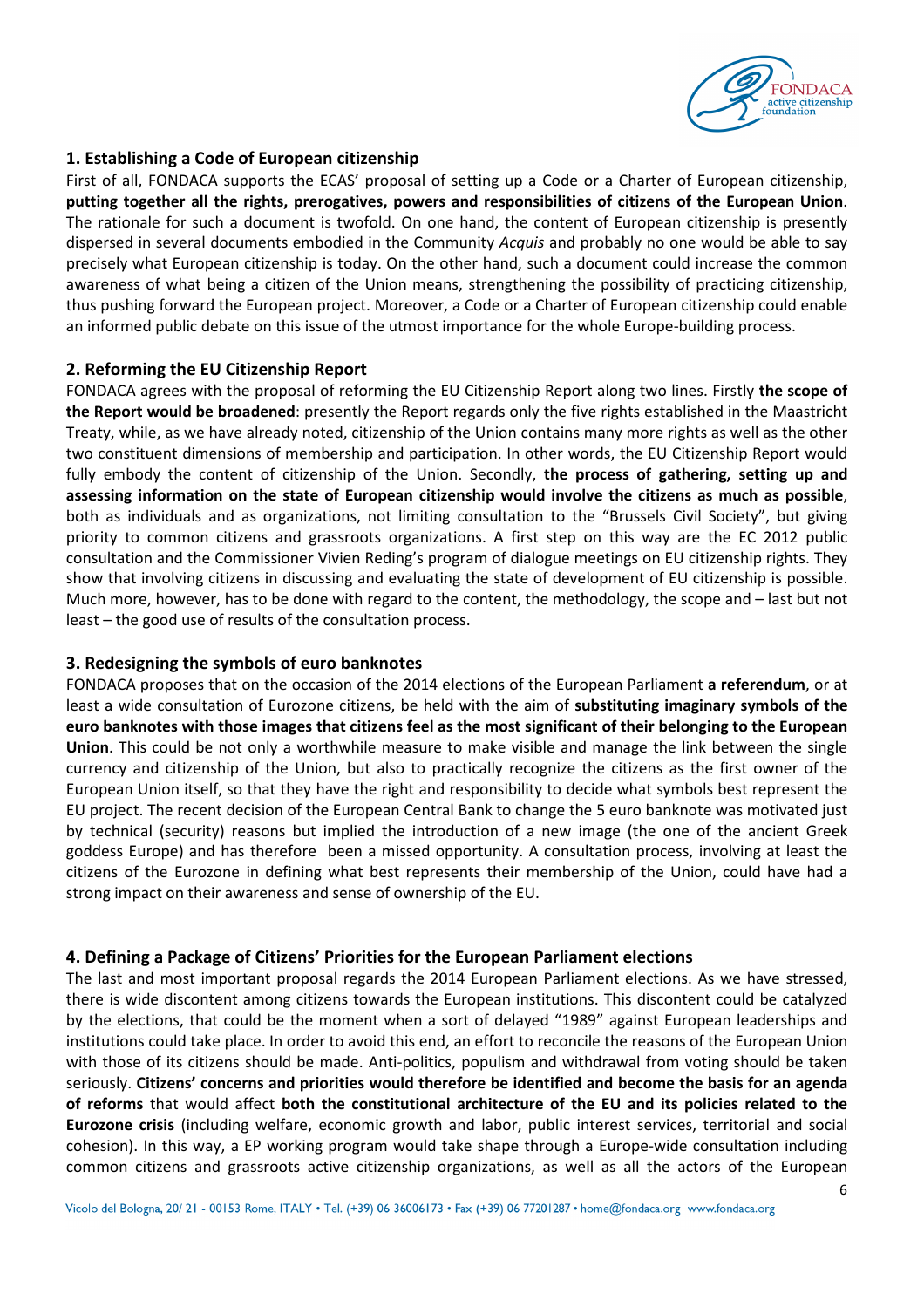### 1. Establishing a Code of European citizenship

First of all, FONDACA supports the ECAS' proposal of setting up a Code or a Charter of European citizenship, **putting together all the rights, prerogatives, powers and responsibilities of citizens of the European Union**. The rationale for such a document is twofold. On one hand, the content of European citizenship is presently dispersed in several documents embodied in the Community *Acquis* and probably no one would be able to say precisely what European citizenship is today. On the other hand, such a document could increase the common awareness of what being a citizen of the Union means, strengthening the possibility of practicing citizenship, thus pushing forward the European project. Moreover, a Code or a Charter of European citizenship could enable an informed public debate on this issue of the utmost importance for the whole Europe-building process.

### 2. Reforming the EU Citizenship Report

FONDACA agrees with the proposal of reforming the EU Citizenship Report along two lines. Firstly **the scope of the Report would be broadened**: presently the Report regards only the five rights established in the Maastricht Treaty, while, as we have already noted, citizenship of the Union contains many more rights as well as the other two constituent dimensions of membership and participation. In other words, the EU Citizenship Report would fully embody the content of citizenship of the Union. Secondly, **the process of gathering, setting up and assessing information on the state of European citizenship would involve the citizens as much as possible**, both as individuals and as organizations, not limiting consultation to the "Brussels Civil Society", but giving priority to common citizens and grassroots organizations. A first step on this way are the EC 2012 public consultation and the Commissioner Vivien Reding's program of dialogue meetings on EU citizenship rights. They show that involving citizens in discussing and evaluating the state of development of EU citizenship is possible. Much more, however, has to be done with regard to the content, the methodology, the scope and – last but not least – the good use of results of the consultation process.

### 3. Redesigning the symbols of euro banknotes

FONDACA proposes that on the occasion of the 2014 elections of the European Parliament **a referendum**, or at least a wide consultation of Eurozone citizens, be held with the aim of **substituting imaginary symbols of the euro banknotes with those images that citizens feel as the most significant of their belonging to the European Union**. This could be not only a worthwhile measure to make visible and manage the link between the single currency and citizenship of the Union, but also to practically recognize the citizens as the first owner of the European Union itself, so that they have the right and responsibility to decide what symbols best represent the EU project. The recent decision of the European Central Bank to change the 5 euro banknote was motivated just by technical (security) reasons but implied the introduction of a new image (the one of the ancient Greek goddess Europe) and has therefore been a missed opportunity. A consultation process, involving at least the citizens of the Eurozone in defining what best represents their membership of the Union, could have had a strong impact on their awareness and sense of ownership of the EU.

### 4. Defining a Package of Citizens' Priorities for the European Parliament elections

The last and most important proposal regards the 2014 European Parliament elections. As we have stressed, there is wide discontent among citizens towards the European institutions. This discontent could be catalyzed by the elections, that could be the moment when a sort of delayed "1989" against European leaderships and institutions could take place. In order to avoid this end, an effort to reconcile the reasons of the European Union with those of its citizens should be made. Anti-politics, populism and withdrawal from voting should be taken seriously. **Citizens' concerns and priorities would therefore be identified and become the basis for an agenda of reforms** that would affect **both the constitutional architecture of the EU and its policies related to the Eurozone crisis** (including welfare, economic growth and labor, public interest services, territorial and social cohesion). In this way, a EP working program would take shape through a Europe-wide consultation including common citizens and grassroots active citizenship organizations, as well as all the actors of the European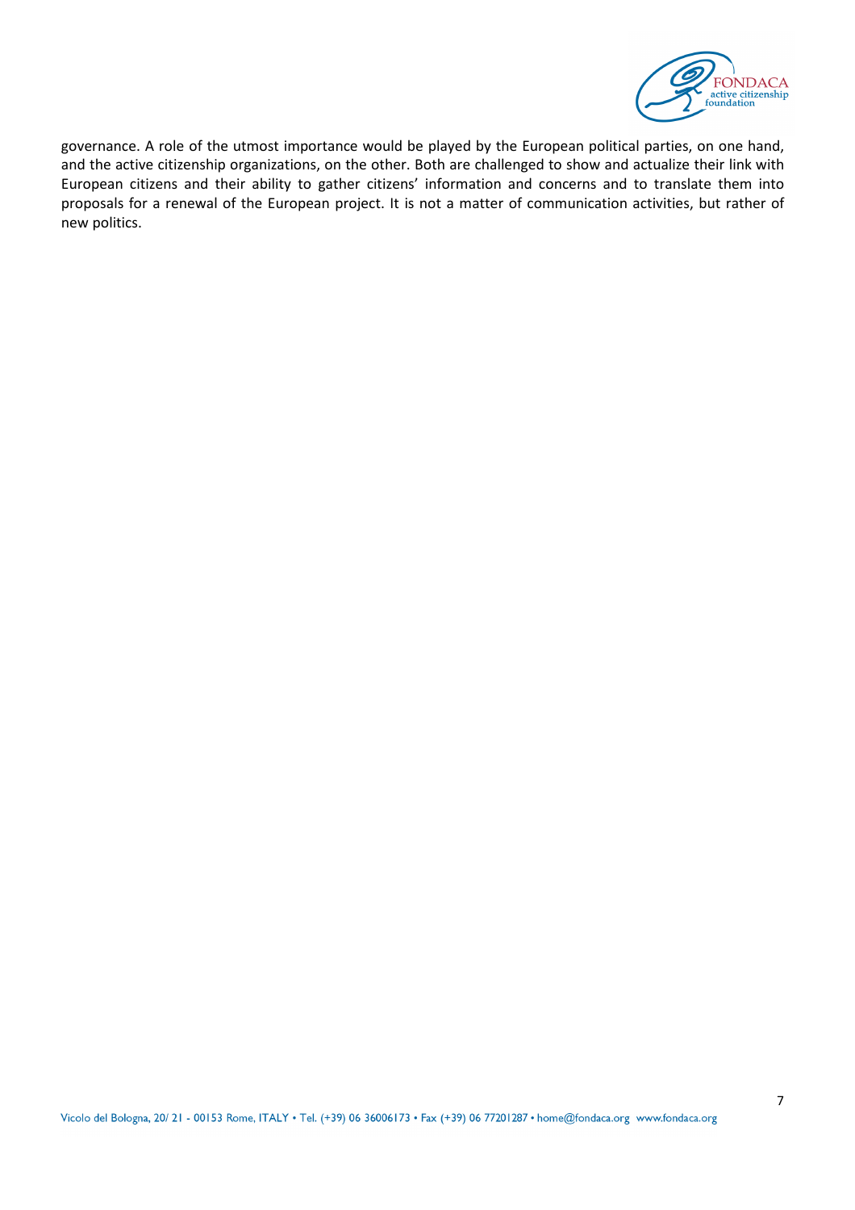governance. A role of the utmost importance would be played by the European political parties, on one hand, and the active citizenship organizations, on the other. Both are challenged to show and actualize their link with European citizens and their ability to gather citizens' information and concerns and to translate them into proposals for a renewal of the European project. It is not a matter of communication activities, but rather of new politics.